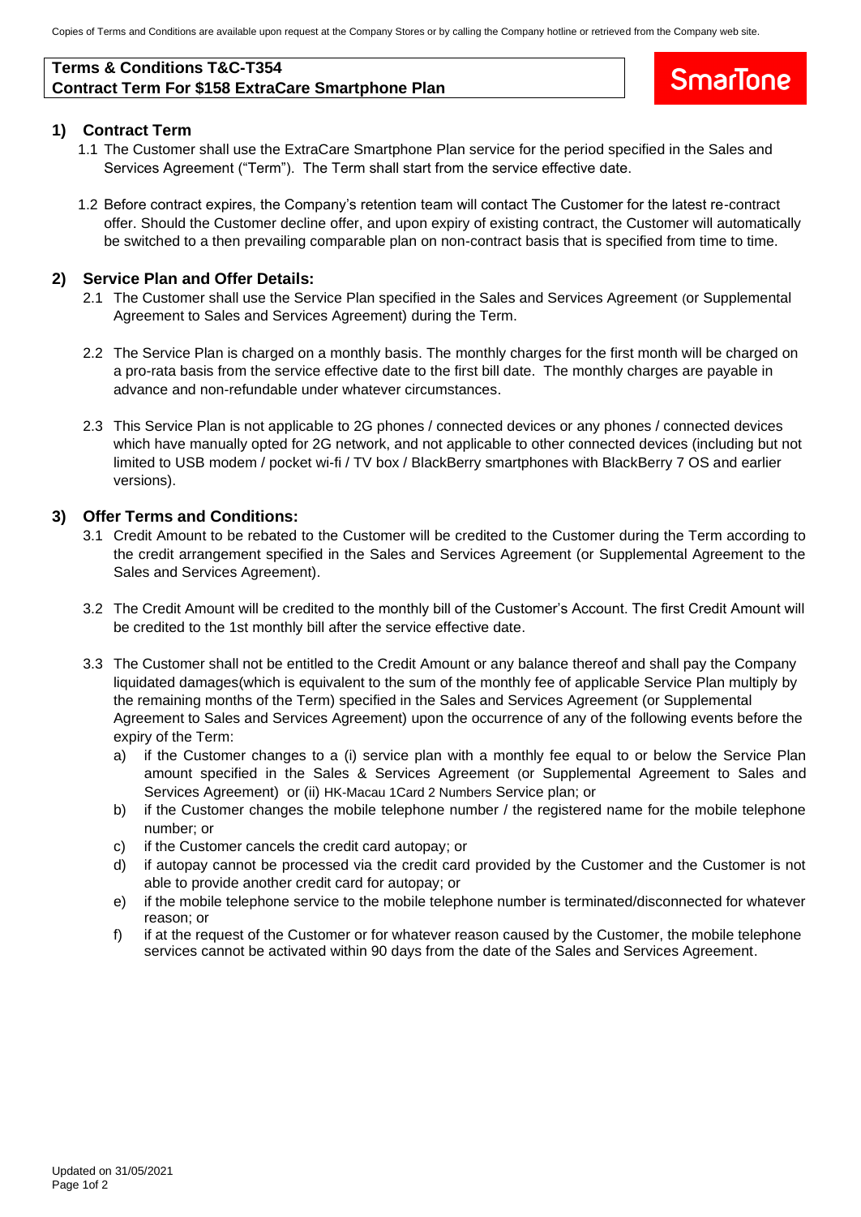Copies of Terms and Conditions are available upon request at the Company Stores or by calling the Company hotline or retrieved from the Company web site.

**Terms & Conditions T&C-T354**
**Contract Term For $158 ExtraCare Smartphone Plan**

SmarTone

## 1) Contract Term

1.1 The Customer shall use the ExtraCare Smartphone Plan service for the period specified in the Sales and Services Agreement ("Term"). The Term shall start from the service effective date.

1.2 Before contract expires, the Company's retention team will contact The Customer for the latest re-contract offer. Should the Customer decline offer, and upon expiry of existing contract, the Customer will automatically be switched to a then prevailing comparable plan on non-contract basis that is specified from time to time.

## 2) Service Plan and Offer Details:

2.1 The Customer shall use the Service Plan specified in the Sales and Services Agreement (or Supplemental Agreement to Sales and Services Agreement) during the Term.

2.2 The Service Plan is charged on a monthly basis. The monthly charges for the first month will be charged on a pro-rata basis from the service effective date to the first bill date. The monthly charges are payable in advance and non-refundable under whatever circumstances.

2.3 This Service Plan is not applicable to 2G phones / connected devices or any phones / connected devices which have manually opted for 2G network, and not applicable to other connected devices (including but not limited to USB modem / pocket wi-fi / TV box / BlackBerry smartphones with BlackBerry 7 OS and earlier versions).

## 3) Offer Terms and Conditions:

3.1 Credit Amount to be rebated to the Customer will be credited to the Customer during the Term according to the credit arrangement specified in the Sales and Services Agreement (or Supplemental Agreement to the Sales and Services Agreement).

3.2 The Credit Amount will be credited to the monthly bill of the Customer's Account. The first Credit Amount will be credited to the 1st monthly bill after the service effective date.

3.3 The Customer shall not be entitled to the Credit Amount or any balance thereof and shall pay the Company liquidated damages(which is equivalent to the sum of the monthly fee of applicable Service Plan multiply by the remaining months of the Term) specified in the Sales and Services Agreement (or Supplemental Agreement to Sales and Services Agreement) upon the occurrence of any of the following events before the expiry of the Term:

a) if the Customer changes to a (i) service plan with a monthly fee equal to or below the Service Plan amount specified in the Sales & Services Agreement (or Supplemental Agreement to Sales and Services Agreement) or (ii) HK-Macau 1Card 2 Numbers Service plan; or

b) if the Customer changes the mobile telephone number / the registered name for the mobile telephone number; or

c) if the Customer cancels the credit card autopay; or

d) if autopay cannot be processed via the credit card provided by the Customer and the Customer is not able to provide another credit card for autopay; or

e) if the mobile telephone service to the mobile telephone number is terminated/disconnected for whatever reason; or

f) if at the request of the Customer or for whatever reason caused by the Customer, the mobile telephone services cannot be activated within 90 days from the date of the Sales and Services Agreement.

Updated on 31/05/2021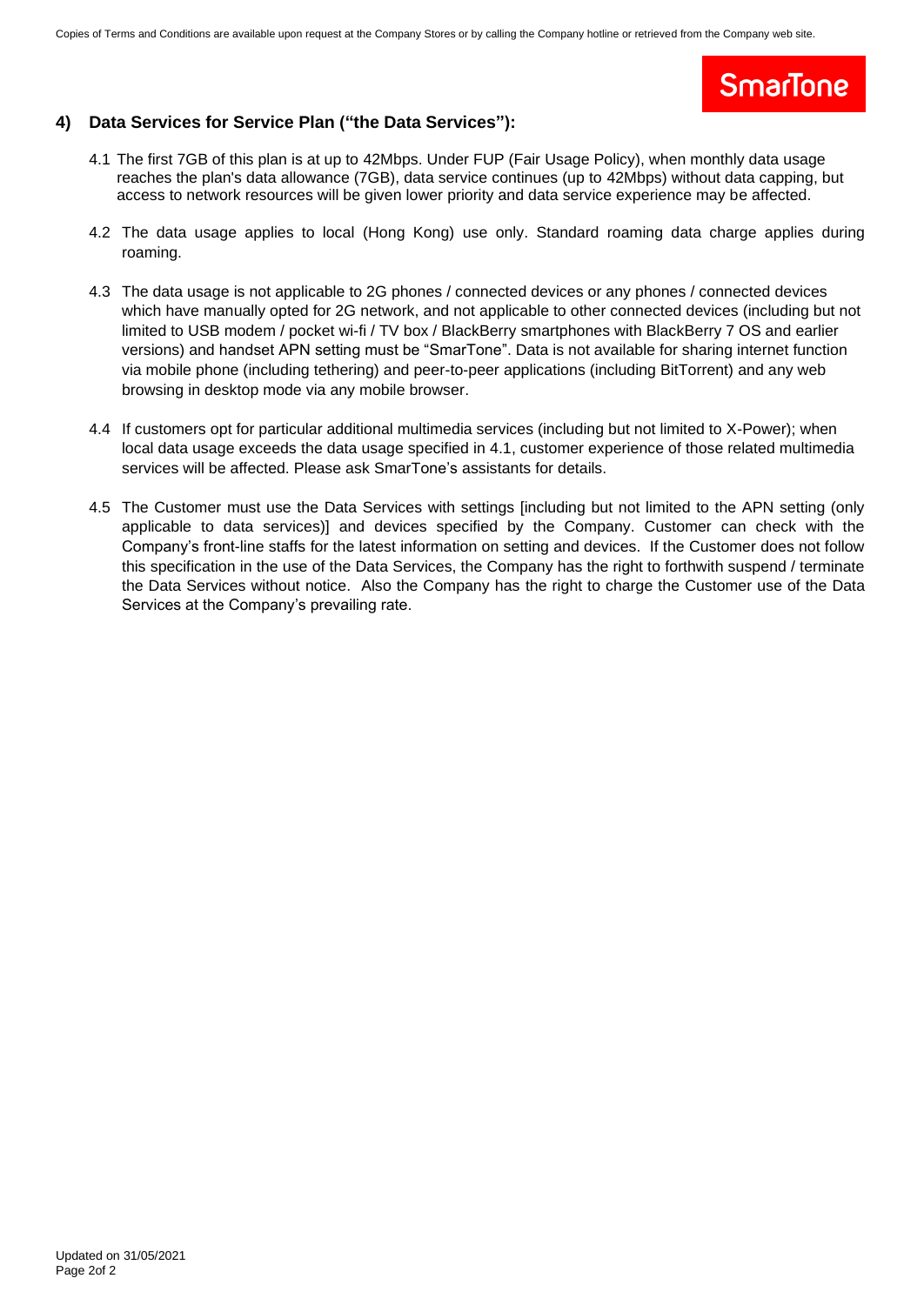## 4) Data Services for Service Plan ("the Data Services"):

4.1 The first 7GB of this plan is at up to 42Mbps. Under FUP (Fair Usage Policy), when monthly data usage reaches the plan's data allowance (7GB), data service continues (up to 42Mbps) without data capping, but access to network resources will be given lower priority and data service experience may be affected.

4.2 The data usage applies to local (Hong Kong) use only. Standard roaming data charge applies during roaming.

4.3 The data usage is not applicable to 2G phones / connected devices or any phones / connected devices which have manually opted for 2G network, and not applicable to other connected devices (including but not limited to USB modem / pocket wi-fi / TV box / BlackBerry smartphones with BlackBerry 7 OS and earlier versions) and handset APN setting must be "SmarTone". Data is not available for sharing internet function via mobile phone (including tethering) and peer-to-peer applications (including BitTorrent) and any web browsing in desktop mode via any mobile browser.

4.4 If customers opt for particular additional multimedia services (including but not limited to X-Power); when local data usage exceeds the data usage specified in 4.1, customer experience of those related multimedia services will be affected. Please ask SmarTone's assistants for details.

4.5 The Customer must use the Data Services with settings [including but not limited to the APN setting (only applicable to data services)] and devices specified by the Company. Customer can check with the Company's front-line staffs for the latest information on setting and devices. If the Customer does not follow this specification in the use of the Data Services, the Company has the right to forthwith suspend / terminate the Data Services without notice. Also the Company has the right to charge the Customer use of the Data Services at the Company's prevailing rate.

Updated on 31/05/2021